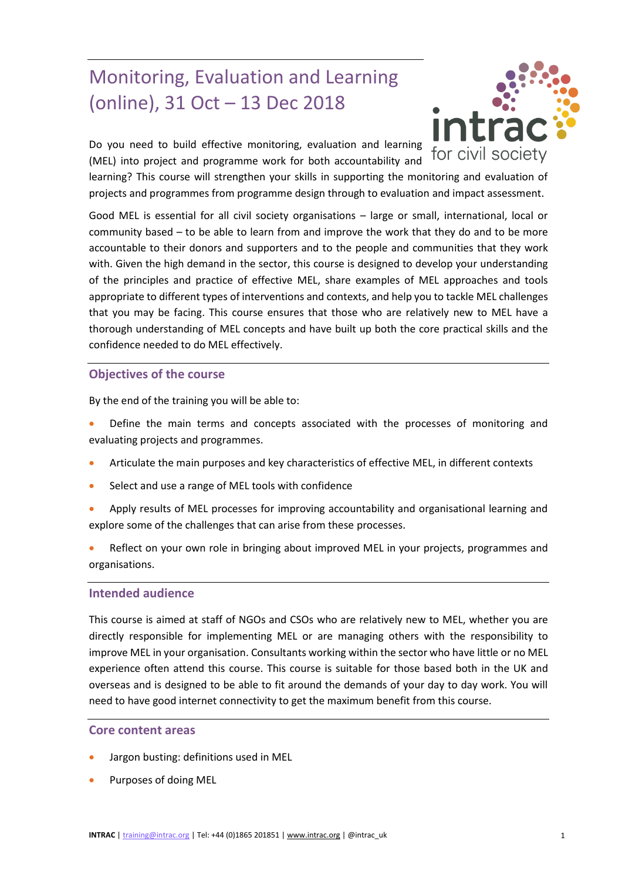# Monitoring, Evaluation and Learning (online), 31 Oct – 13 Dec 2018

Do you need to build effective monitoring, evaluation and learning (MEL) into project and programme work for both accountability and learning? This course will strengthen your skills in supporting the monitoring and evaluation of projects and programmes from programme design through to evaluation and impact assessment.

Good MEL is essential for all civil society organisations – large or small, international, local or community based – to be able to learn from and improve the work that they do and to be more accountable to their donors and supporters and to the people and communities that they work with. Given the high demand in the sector, this course is designed to develop your understanding of the principles and practice of effective MEL, share examples of MEL approaches and tools appropriate to different types of interventions and contexts, and help you to tackle MEL challenges that you may be facing. This course ensures that those who are relatively new to MEL have a thorough understanding of MEL concepts and have built up both the core practical skills and the confidence needed to do MEL effectively.

## Objectives of the course

By the end of the training you will be able to:

- Define the main terms and concepts associated with the processes of monitoring and evaluating projects and programmes.
- Articulate the main purposes and key characteristics of effective MEL, in different contexts
- Select and use a range of MEL tools with confidence
- Apply results of MEL processes for improving accountability and organisational learning and explore some of the challenges that can arise from these processes.
- Reflect on your own role in bringing about improved MEL in your projects, programmes and organisations.

## Intended audience

This course is aimed at staff of NGOs and CSOs who are relatively new to MEL, whether you are directly responsible for implementing MEL or are managing others with the responsibility to improve MEL in your organisation. Consultants working within the sector who have little or no MEL experience often attend this course. This course is suitable for those based both in the UK and overseas and is designed to be able to fit around the demands of your day to day work. You will need to have good internet connectivity to get the maximum benefit from this course.

## Core content areas

- Jargon busting: definitions used in MEL
- Purposes of doing MEL

**INTRAC** | training@intrac.org | Tel: +44 (0)1865 201851 | www.intrac.org | @intrac_uk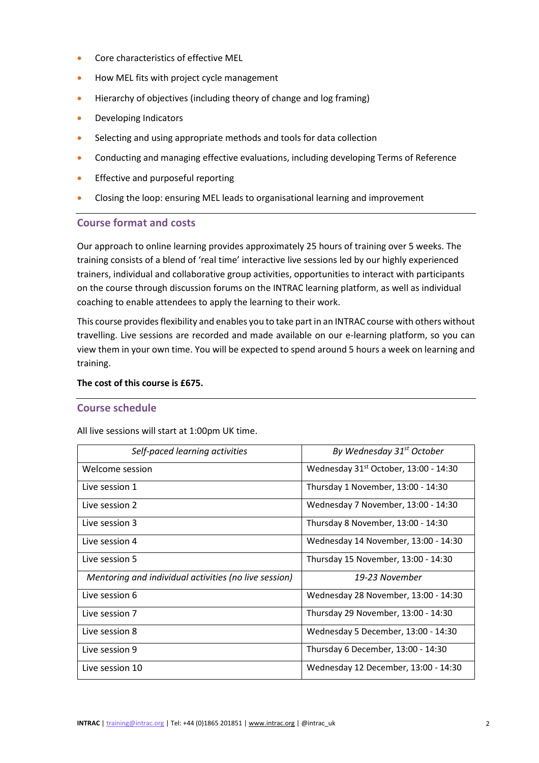- Core characteristics of effective MEL
- How MEL fits with project cycle management
- Hierarchy of objectives (including theory of change and log framing)
- Developing Indicators
- Selecting and using appropriate methods and tools for data collection
- Conducting and managing effective evaluations, including developing Terms of Reference
- Effective and purposeful reporting
- Closing the loop: ensuring MEL leads to organisational learning and improvement

## Course format and costs

Our approach to online learning provides approximately 25 hours of training over 5 weeks. The training consists of a blend of 'real time' interactive live sessions led by our highly experienced trainers, individual and collaborative group activities, opportunities to interact with participants on the course through discussion forums on the INTRAC learning platform, as well as individual coaching to enable attendees to apply the learning to their work.

This course provides flexibility and enables you to take part in an INTRAC course with others without travelling. Live sessions are recorded and made available on our e-learning platform, so you can view them in your own time. You will be expected to spend around 5 hours a week on learning and training.

**The cost of this course is £675.**

## Course schedule

All live sessions will start at 1:00pm UK time.

| *Self-paced learning activities* | *By Wednesday 31st October* |
|---|---|
| Welcome session | Wednesday 31st October, 13:00 - 14:30 |
| Live session 1 | Thursday 1 November, 13:00 - 14:30 |
| Live session 2 | Wednesday 7 November, 13:00 - 14:30 |
| Live session 3 | Thursday 8 November, 13:00 - 14:30 |
| Live session 4 | Wednesday 14 November, 13:00 - 14:30 |
| Live session 5 | Thursday 15 November, 13:00 - 14:30 |
| *Mentoring and individual activities (no live session)* | *19-23 November* |
| Live session 6 | Wednesday 28 November, 13:00 - 14:30 |
| Live session 7 | Thursday 29 November, 13:00 - 14:30 |
| Live session 8 | Wednesday 5 December, 13:00 - 14:30 |
| Live session 9 | Thursday 6 December, 13:00 - 14:30 |
| Live session 10 | Wednesday 12 December, 13:00 - 14:30 |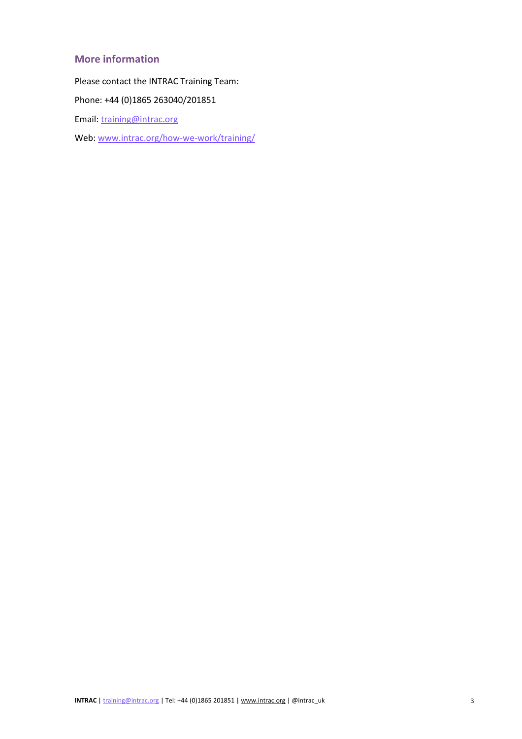## More information

Please contact the INTRAC Training Team:

Phone: +44 (0)1865 263040/201851

Email: [training@intrac.org](mailto:training@intrac.org)

Web: [www.intrac.org/how-we-work/training/](http://www.intrac.org/how-we-work/training/)